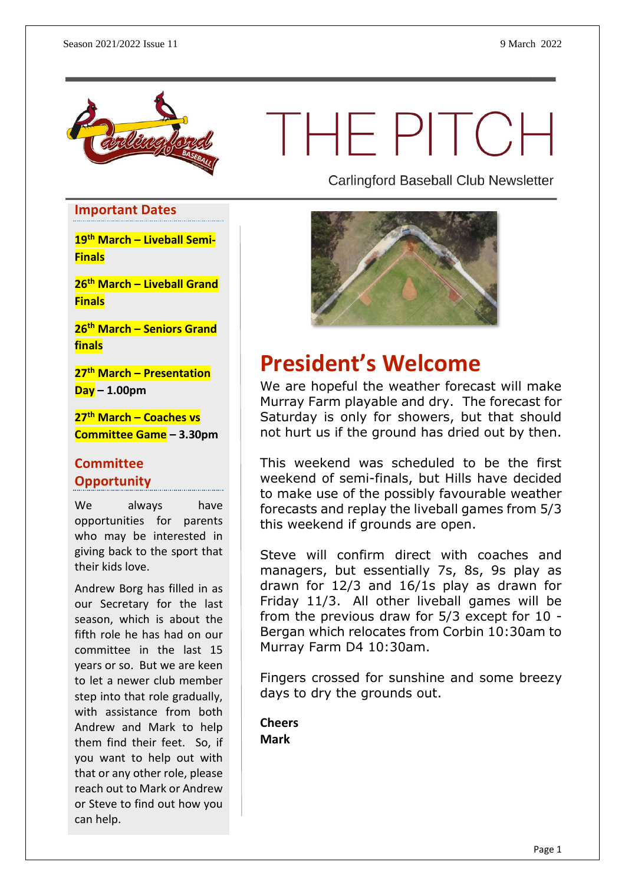# THE PITCH

Carlingford Baseball Club Newsletter

## Important Dates

**19th March – Liveball Semi-Finals**

**26th March – Liveball Grand Finals**

**26th March – Seniors Grand finals**

**27th March – Presentation Day – 1.00pm**

**27th March – Coaches vs Committee Game – 3.30pm**

## Committee Opportunity

We always have opportunities for parents who may be interested in giving back to the sport that their kids love.

Andrew Borg has filled in as our Secretary for the last season, which is about the fifth role he has had on our committee in the last 15 years or so. But we are keen to let a newer club member step into that role gradually, with assistance from both Andrew and Mark to help them find their feet. So, if you want to help out with that or any other role, please reach out to Mark or Andrew or Steve to find out how you can help.

# President's Welcome

We are hopeful the weather forecast will make Murray Farm playable and dry. The forecast for Saturday is only for showers, but that should not hurt us if the ground has dried out by then.

This weekend was scheduled to be the first weekend of semi-finals, but Hills have decided to make use of the possibly favourable weather forecasts and replay the liveball games from 5/3 this weekend if grounds are open.

Steve will confirm direct with coaches and managers, but essentially 7s, 8s, 9s play as drawn for 12/3 and 16/1s play as drawn for Friday 11/3. All other liveball games will be from the previous draw for 5/3 except for 10 - Bergan which relocates from Corbin 10:30am to Murray Farm D4 10:30am.

Fingers crossed for sunshine and some breezy days to dry the grounds out.

**Cheers**
**Mark**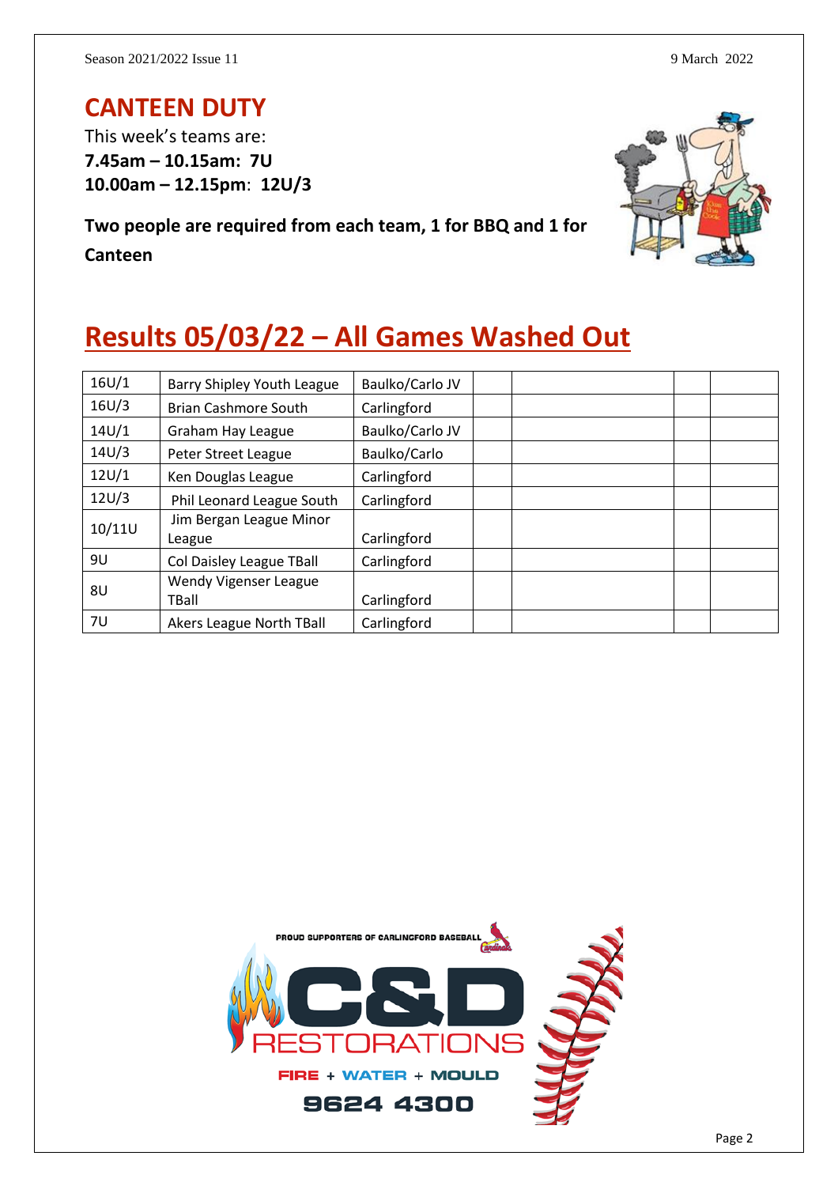## CANTEEN DUTY

This week's teams are:

**7.45am – 10.15am: 7U**
**10.00am – 12.15pm: 12U/3**

**Two people are required from each team, 1 for BBQ and 1 for Canteen**

## Results 05/03/22 – All Games Washed Out

| | | | | | | |
|---|---|---|---|---|---|---|
| 16U/1 | Barry Shipley Youth League | Baulko/Carlo JV | | | | |
| 16U/3 | Brian Cashmore South | Carlingford | | | | |
| 14U/1 | Graham Hay League | Baulko/Carlo JV | | | | |
| 14U/3 | Peter Street League | Baulko/Carlo | | | | |
| 12U/1 | Ken Douglas League | Carlingford | | | | |
| 12U/3 | Phil Leonard League South | Carlingford | | | | |
| 10/11U | Jim Bergan League Minor League | Carlingford | | | | |
| 9U | Col Daisley League TBall | Carlingford | | | | |
| 8U | Wendy Vigenser League TBall | Carlingford | | | | |
| 7U | Akers League North TBall | Carlingford | | | | |

PROUD SUPPORTERS OF CARLINGFORD BASEBALL

C&D RESTORATIONS

FIRE + WATER + MOULD

9624 4300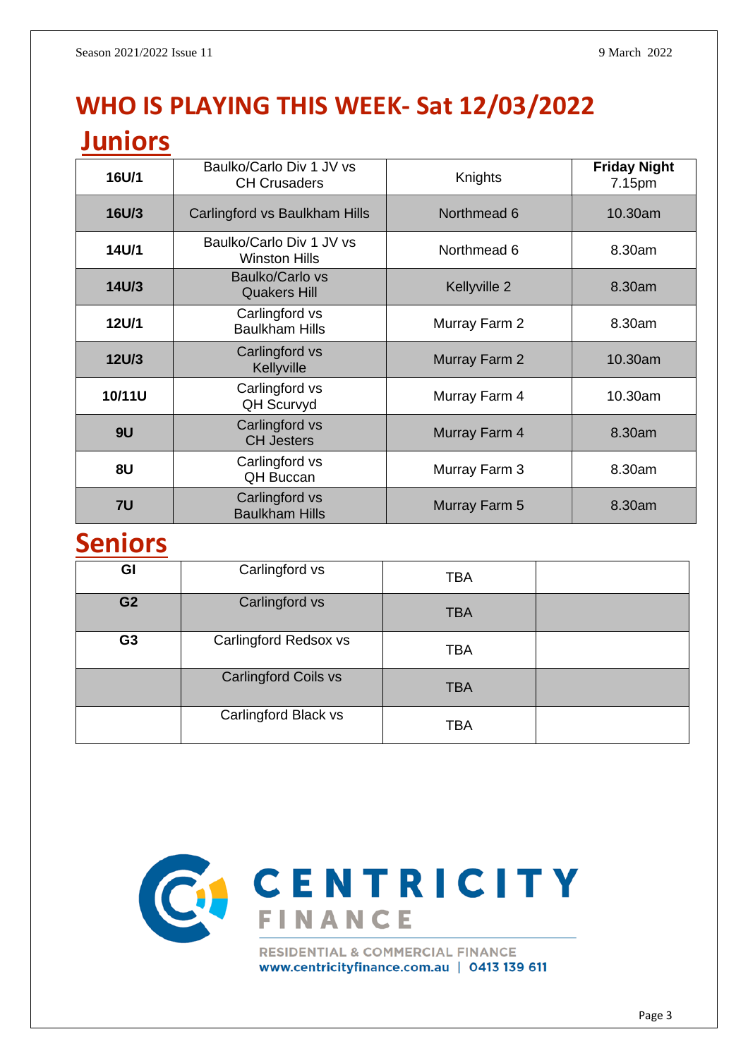# WHO IS PLAYING THIS WEEK- Sat 12/03/2022

## Juniors

| | | | |
|---|---|---|---|
| **16U/1** | Baulko/Carlo Div 1 JV vs CH Crusaders | Knights | **Friday Night** 7.15pm |
| **16U/3** | Carlingford vs Baulkham Hills | Northmead 6 | 10.30am |
| **14U/1** | Baulko/Carlo Div 1 JV vs Winston Hills | Northmead 6 | 8.30am |
| **14U/3** | Baulko/Carlo vs Quakers Hill | Kellyville 2 | 8.30am |
| **12U/1** | Carlingford vs Baulkham Hills | Murray Farm 2 | 8.30am |
| **12U/3** | Carlingford vs Kellyville | Murray Farm 2 | 10.30am |
| **10/11U** | Carlingford vs QH Scurvyd | Murray Farm 4 | 10.30am |
| **9U** | Carlingford vs CH Jesters | Murray Farm 4 | 8.30am |
| **8U** | Carlingford vs QH Buccan | Murray Farm 3 | 8.30am |
| **7U** | Carlingford vs Baulkham Hills | Murray Farm 5 | 8.30am |

## Seniors

| | | | |
|---|---|---|---|
| **GI** | Carlingford vs | TBA | |
| **G2** | Carlingford vs | TBA | |
| **G3** | Carlingford Redsox vs | TBA | |
| | Carlingford Coils vs | TBA | |
| | Carlingford Black vs | TBA | |

CENTRICITY FINANCE

RESIDENTIAL & COMMERCIAL FINANCE
www.centricityfinance.com.au | 0413 139 611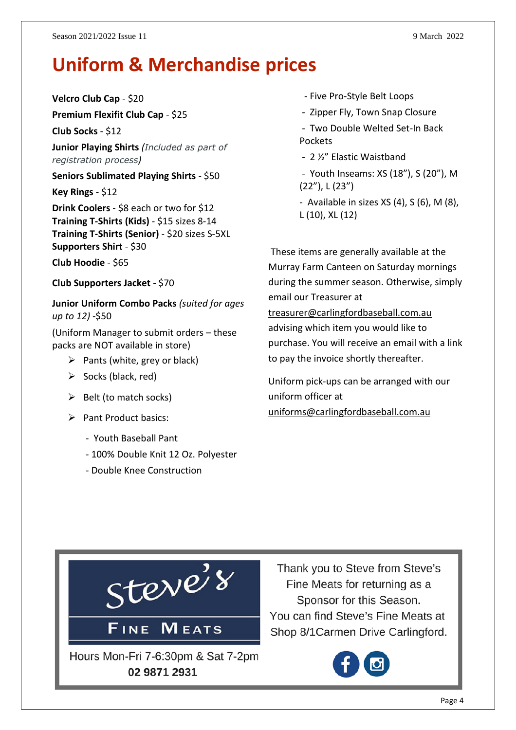# Uniform & Merchandise prices

**Velcro Club Cap** - $20

**Premium Flexifit Club Cap** - $25

**Club Socks** - $12

**Junior Playing Shirts** *(Included as part of registration process)*

**Seniors Sublimated Playing Shirts** - $50

**Key Rings** - $12

**Drink Coolers** - $8 each or two for $12
**Training T-Shirts (Kids)** - $15 sizes 8-14
**Training T-Shirts (Senior)** - $20 sizes S-5XL
**Supporters Shirt** - $30

**Club Hoodie** - $65

**Club Supporters Jacket** - $70

**Junior Uniform Combo Packs** *(suited for ages up to 12)* -$50

(Uniform Manager to submit orders – these packs are NOT available in store)

- Pants (white, grey or black)
- Socks (black, red)
- Belt (to match socks)
- Pant Product basics:
  - Youth Baseball Pant
  - 100% Double Knit 12 Oz. Polyester
  - Double Knee Construction
  - Five Pro-Style Belt Loops
  - Zipper Fly, Town Snap Closure
  - Two Double Welted Set-In Back Pockets
  - 2 ½" Elastic Waistband
  - Youth Inseams: XS (18"), S (20"), M (22"), L (23")
  - Available in sizes XS (4), S (6), M (8), L (10), XL (12)

These items are generally available at the Murray Farm Canteen on Saturday mornings during the summer season. Otherwise, simply email our Treasurer at treasurer@carlingfordbaseball.com.au advising which item you would like to purchase. You will receive an email with a link to pay the invoice shortly thereafter.

Uniform pick-ups can be arranged with our uniform officer at uniforms@carlingfordbaseball.com.au

Steve's FINE MEATS

Hours Mon-Fri 7-6:30pm & Sat 7-2pm
**02 9871 2931**

Thank you to Steve from Steve's Fine Meats for returning as a Sponsor for this Season.
You can find Steve's Fine Meats at Shop 8/1Carmen Drive Carlingford.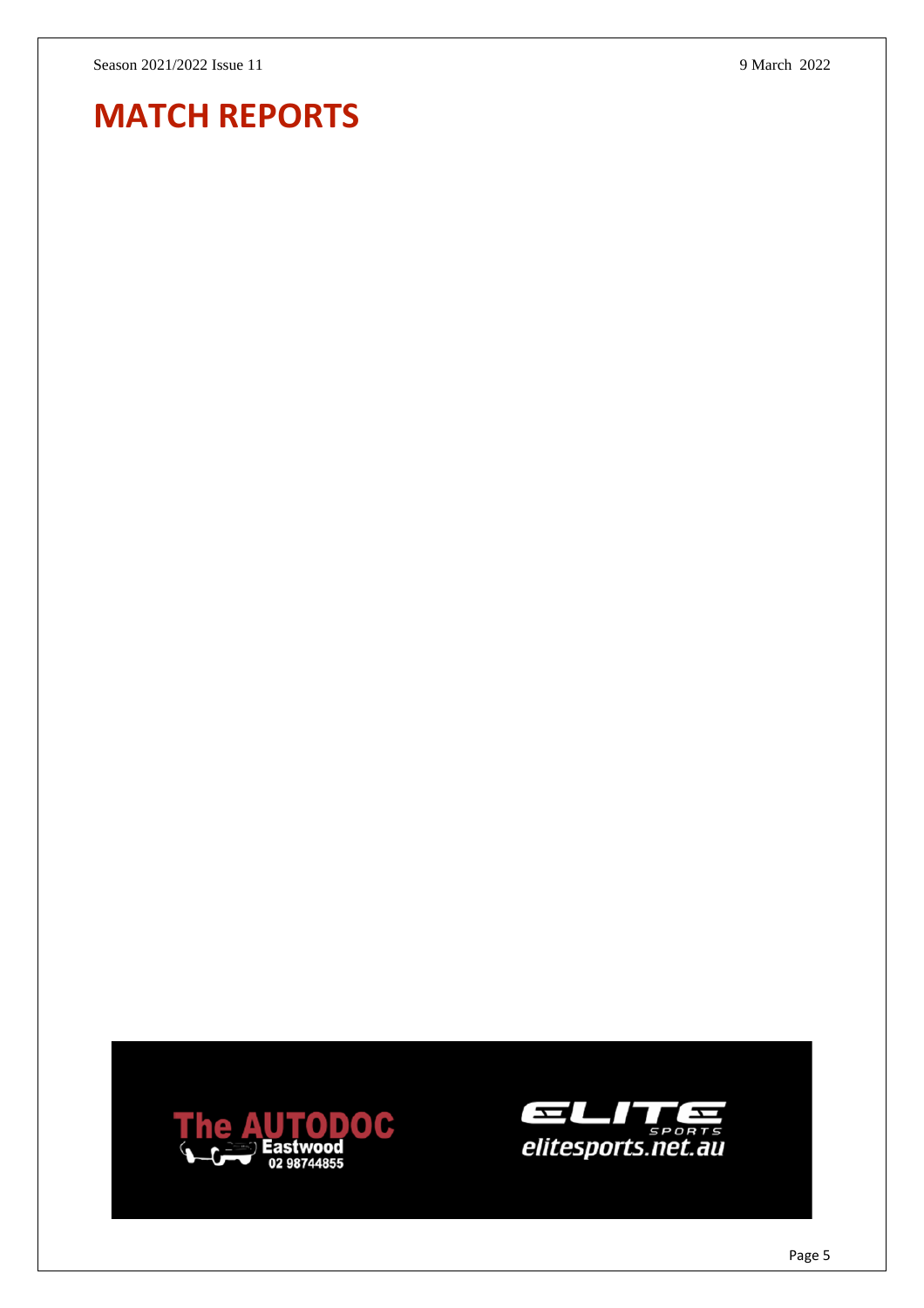# MATCH REPORTS

The AUTODOC
Eastwood
02 98744855

ELITE SPORTS
elitesports.net.au